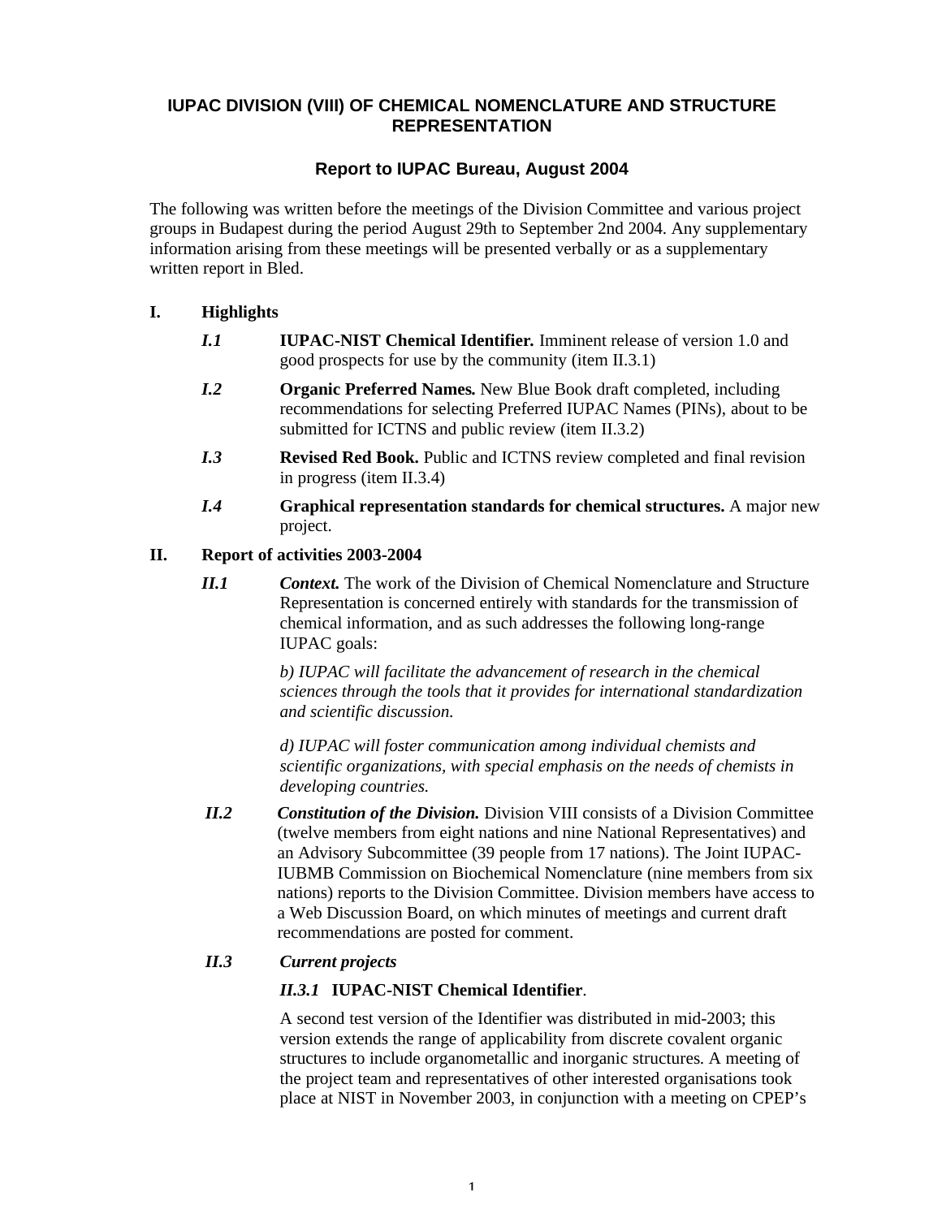# IUPAC DIVISION (VIII) OF CHEMICAL NOMENCLATURE AND STRUCTURE REPRESENTATION

## Report to IUPAC Bureau, August 2004

The following was written before the meetings of the Division Committee and various project groups in Budapest during the period August 29th to September 2nd 2004. Any supplementary information arising from these meetings will be presented verbally or as a supplementary written report in Bled.

## I. Highlights

***I.1*** **IUPAC-NIST Chemical Identifier.** Imminent release of version 1.0 and good prospects for use by the community (item II.3.1)

***I.2*** **Organic Preferred Names.** New Blue Book draft completed, including recommendations for selecting Preferred IUPAC Names (PINs), about to be submitted for ICTNS and public review (item II.3.2)

***I.3*** **Revised Red Book.** Public and ICTNS review completed and final revision in progress (item II.3.4)

***I.4*** **Graphical representation standards for chemical structures.** A major new project.

## II. Report of activities 2003-2004

***II.1*** ***Context.*** The work of the Division of Chemical Nomenclature and Structure Representation is concerned entirely with standards for the transmission of chemical information, and as such addresses the following long-range IUPAC goals:

*b) IUPAC will facilitate the advancement of research in the chemical sciences through the tools that it provides for international standardization and scientific discussion.*

*d) IUPAC will foster communication among individual chemists and scientific organizations, with special emphasis on the needs of chemists in developing countries.*

***II.2*** ***Constitution of the Division.*** Division VIII consists of a Division Committee (twelve members from eight nations and nine National Representatives) and an Advisory Subcommittee (39 people from 17 nations). The Joint IUPAC-IUBMB Commission on Biochemical Nomenclature (nine members from six nations) reports to the Division Committee. Division members have access to a Web Discussion Board, on which minutes of meetings and current draft recommendations are posted for comment.

***II.3*** ***Current projects***

***II.3.1*** **IUPAC-NIST Chemical Identifier**.

A second test version of the Identifier was distributed in mid-2003; this version extends the range of applicability from discrete covalent organic structures to include organometallic and inorganic structures. A meeting of the project team and representatives of other interested organisations took place at NIST in November 2003, in conjunction with a meeting on CPEP's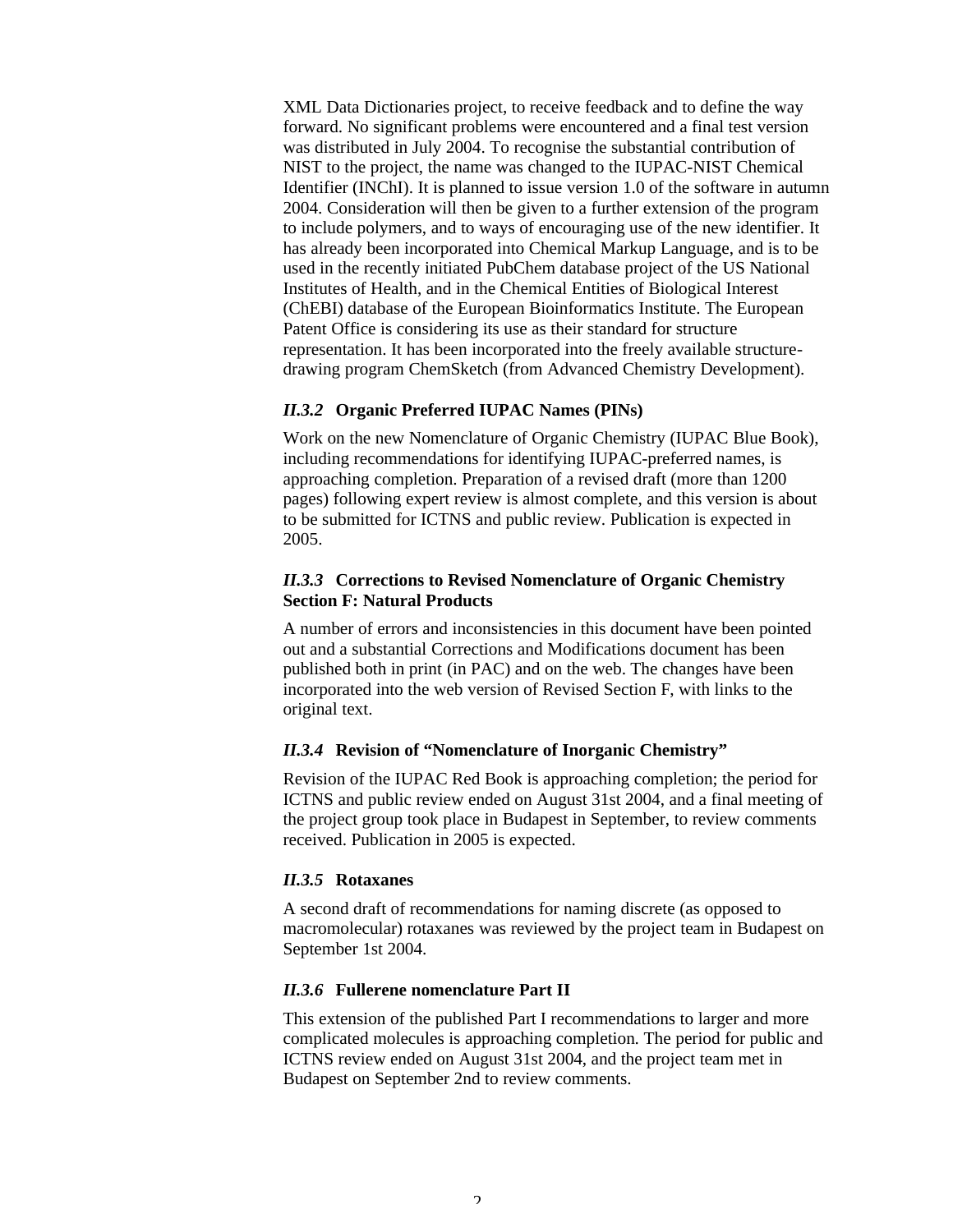XML Data Dictionaries project, to receive feedback and to define the way forward. No significant problems were encountered and a final test version was distributed in July 2004. To recognise the substantial contribution of NIST to the project, the name was changed to the IUPAC-NIST Chemical Identifier (INChI). It is planned to issue version 1.0 of the software in autumn 2004. Consideration will then be given to a further extension of the program to include polymers, and to ways of encouraging use of the new identifier. It has already been incorporated into Chemical Markup Language, and is to be used in the recently initiated PubChem database project of the US National Institutes of Health, and in the Chemical Entities of Biological Interest (ChEBI) database of the European Bioinformatics Institute. The European Patent Office is considering its use as their standard for structure representation. It has been incorporated into the freely available structure-drawing program ChemSketch (from Advanced Chemistry Development).

### *II.3.2* Organic Preferred IUPAC Names (PINs)

Work on the new Nomenclature of Organic Chemistry (IUPAC Blue Book), including recommendations for identifying IUPAC-preferred names, is approaching completion. Preparation of a revised draft (more than 1200 pages) following expert review is almost complete, and this version is about to be submitted for ICTNS and public review. Publication is expected in 2005.

### *II.3.3* Corrections to Revised Nomenclature of Organic Chemistry Section F: Natural Products

A number of errors and inconsistencies in this document have been pointed out and a substantial Corrections and Modifications document has been published both in print (in PAC) and on the web. The changes have been incorporated into the web version of Revised Section F, with links to the original text.

### *II.3.4* Revision of “Nomenclature of Inorganic Chemistry”

Revision of the IUPAC Red Book is approaching completion; the period for ICTNS and public review ended on August 31st 2004, and a final meeting of the project group took place in Budapest in September, to review comments received. Publication in 2005 is expected.

### *II.3.5* Rotaxanes

A second draft of recommendations for naming discrete (as opposed to macromolecular) rotaxanes was reviewed by the project team in Budapest on September 1st 2004.

### *II.3.6* Fullerene nomenclature Part II

This extension of the published Part I recommendations to larger and more complicated molecules is approaching completion. The period for public and ICTNS review ended on August 31st 2004, and the project team met in Budapest on September 2nd to review comments.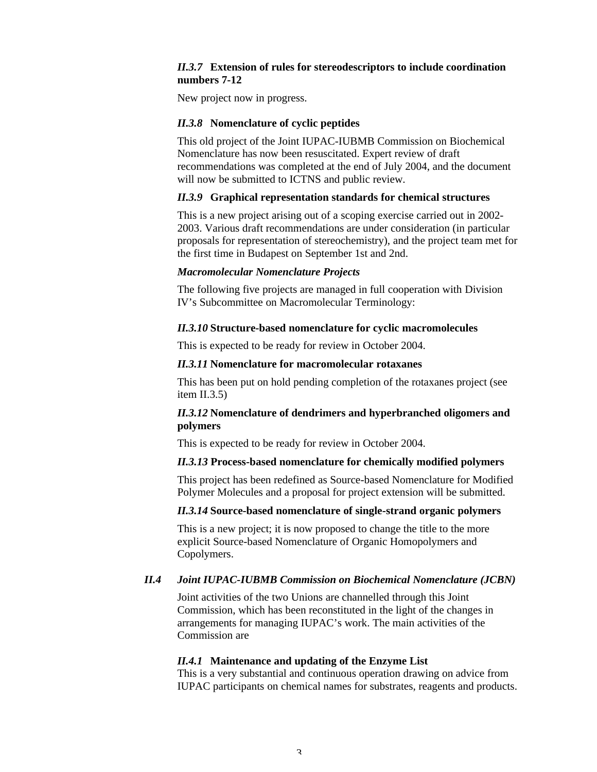#### *II.3.7* Extension of rules for stereodescriptors to include coordination numbers 7-12

New project now in progress.

#### *II.3.8* Nomenclature of cyclic peptides

This old project of the Joint IUPAC-IUBMB Commission on Biochemical Nomenclature has now been resuscitated. Expert review of draft recommendations was completed at the end of July 2004, and the document will now be submitted to ICTNS and public review.

#### *II.3.9* Graphical representation standards for chemical structures

This is a new project arising out of a scoping exercise carried out in 2002-2003. Various draft recommendations are under consideration (in particular proposals for representation of stereochemistry), and the project team met for the first time in Budapest on September 1st and 2nd.

***Macromolecular Nomenclature Projects***

The following five projects are managed in full cooperation with Division IV's Subcommittee on Macromolecular Terminology:

#### *II.3.10* Structure-based nomenclature for cyclic macromolecules

This is expected to be ready for review in October 2004.

#### *II.3.11* Nomenclature for macromolecular rotaxanes

This has been put on hold pending completion of the rotaxanes project (see item II.3.5)

#### *II.3.12* Nomenclature of dendrimers and hyperbranched oligomers and polymers

This is expected to be ready for review in October 2004.

#### *II.3.13* Process-based nomenclature for chemically modified polymers

This project has been redefined as Source-based Nomenclature for Modified Polymer Molecules and a proposal for project extension will be submitted.

#### *II.3.14* Source-based nomenclature of single-strand organic polymers

This is a new project; it is now proposed to change the title to the more explicit Source-based Nomenclature of Organic Homopolymers and Copolymers.

### *II.4 Joint IUPAC-IUBMB Commission on Biochemical Nomenclature (JCBN)*

Joint activities of the two Unions are channelled through this Joint Commission, which has been reconstituted in the light of the changes in arrangements for managing IUPAC's work. The main activities of the Commission are

#### *II.4.1* Maintenance and updating of the Enzyme List

This is a very substantial and continuous operation drawing on advice from IUPAC participants on chemical names for substrates, reagents and products.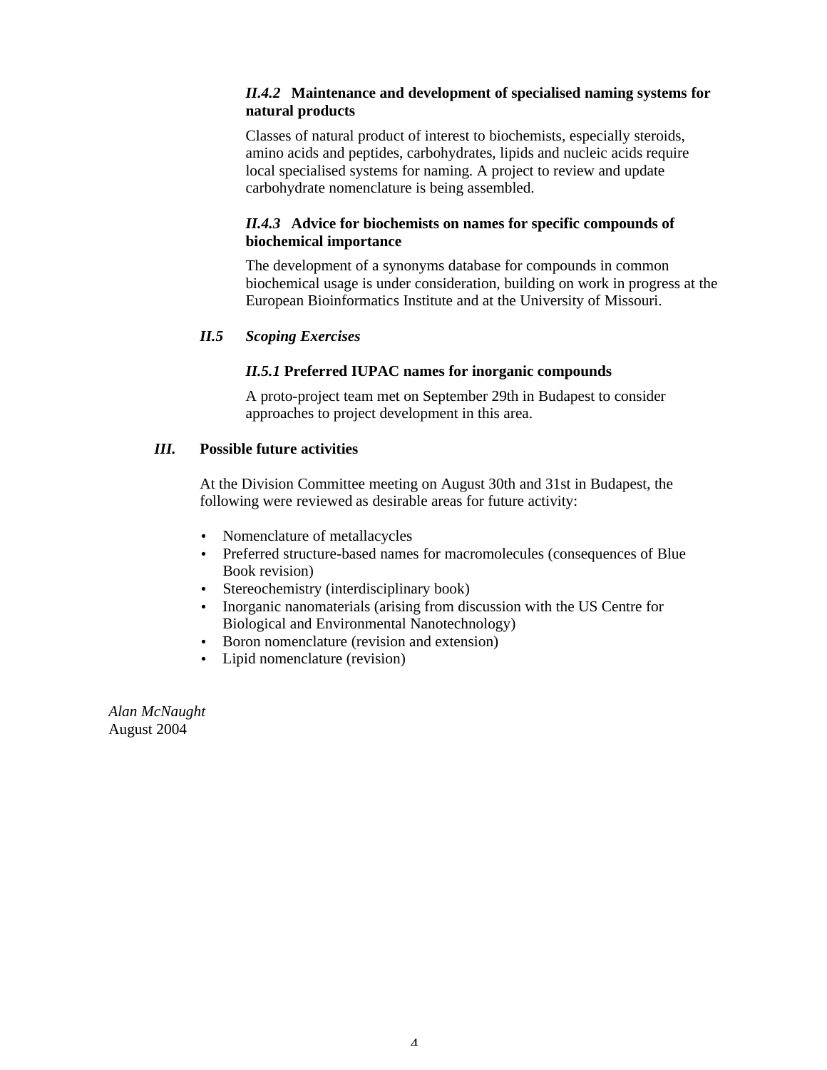#### *II.4.2* Maintenance and development of specialised naming systems for natural products

Classes of natural product of interest to biochemists, especially steroids, amino acids and peptides, carbohydrates, lipids and nucleic acids require local specialised systems for naming. A project to review and update carbohydrate nomenclature is being assembled.

#### *II.4.3* Advice for biochemists on names for specific compounds of biochemical importance

The development of a synonyms database for compounds in common biochemical usage is under consideration, building on work in progress at the European Bioinformatics Institute and at the University of Missouri.

### *II.5 Scoping Exercises*

#### *II.5.1* Preferred IUPAC names for inorganic compounds

A proto-project team met on September 29th in Budapest to consider approaches to project development in this area.

## *III.* Possible future activities

At the Division Committee meeting on August 30th and 31st in Budapest, the following were reviewed as desirable areas for future activity:

- Nomenclature of metallacycles
- Preferred structure-based names for macromolecules (consequences of Blue Book revision)
- Stereochemistry (interdisciplinary book)
- Inorganic nanomaterials (arising from discussion with the US Centre for Biological and Environmental Nanotechnology)
- Boron nomenclature (revision and extension)
- Lipid nomenclature (revision)

*Alan McNaught*
August 2004